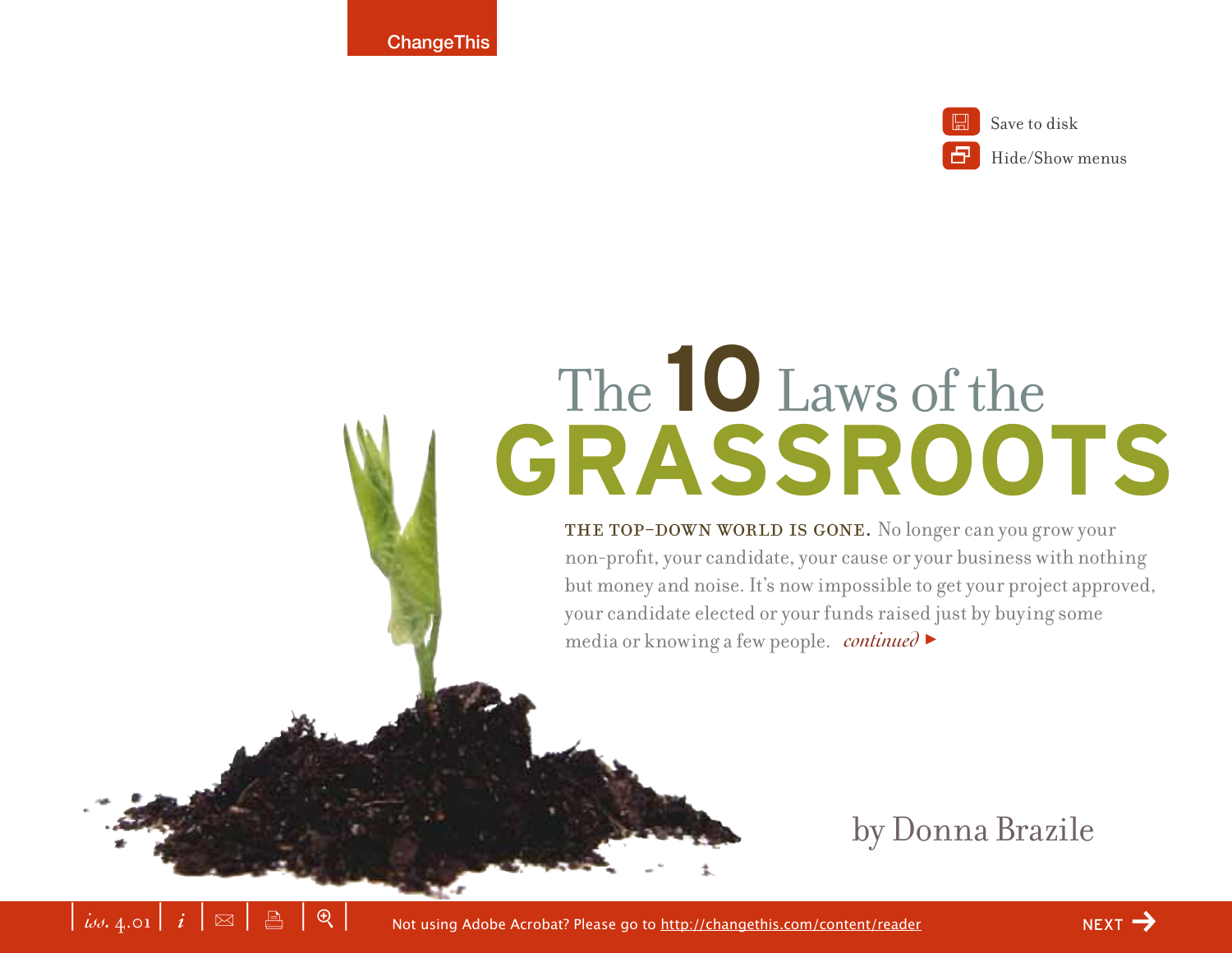# The 10 Laws of the GRASSROOTS

**THE TOP-DOWN WORLD IS GONE.** No longer can you grow your non-profit, your candidate, your cause or your business with nothing but money and noise. It's now impossible to get your project approved, your candidate elected or your funds raised just by buying some media or knowing a few people. *continued* ►

by Donna Brazile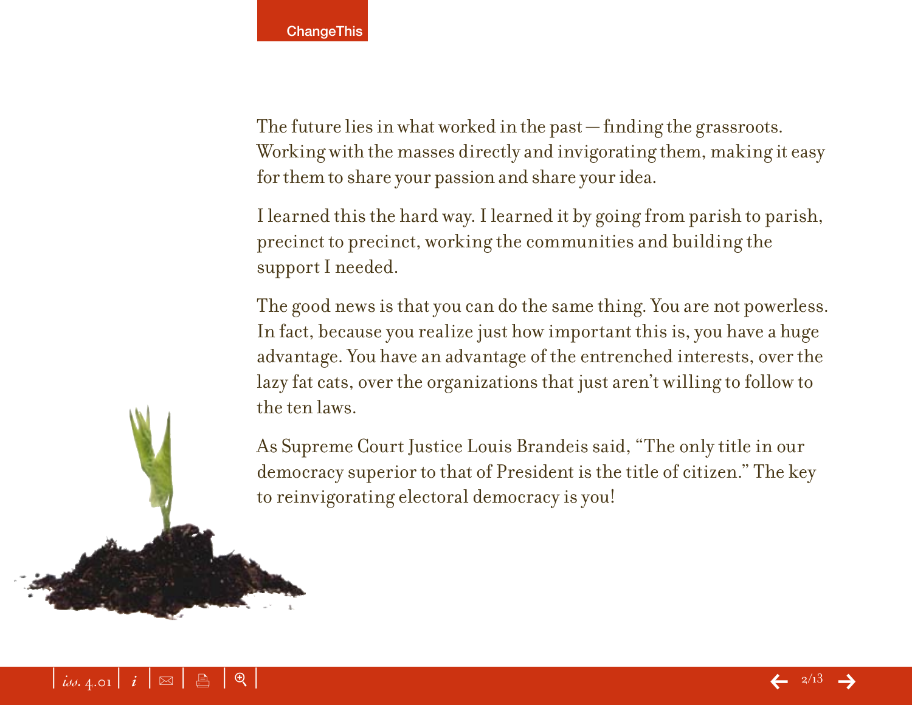The future lies in what worked in the past—finding the grassroots. Working with the masses directly and invigorating them, making it easy for them to share your passion and share your idea.

I learned this the hard way. I learned it by going from parish to parish, precinct to precinct, working the communities and building the support I needed.

The good news is that you can do the same thing. You are not powerless. In fact, because you realize just how important this is, you have a huge advantage. You have an advantage of the entrenched interests, over the lazy fat cats, over the organizations that just aren't willing to follow to the ten laws.

As Supreme Court Justice Louis Brandeis said, "The only title in our democracy superior to that of President is the title of citizen." The key to reinvigorating electoral democracy is you!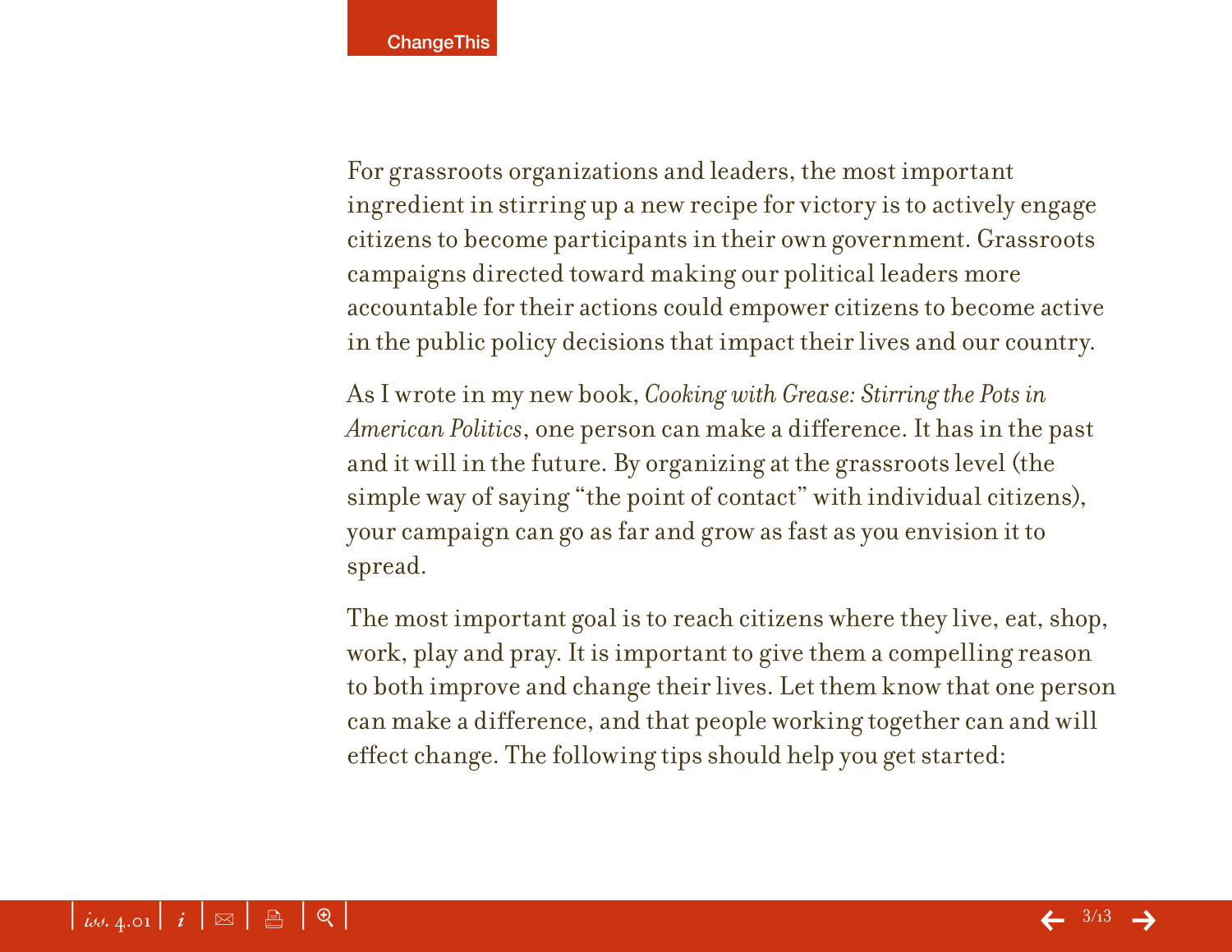For grassroots organizations and leaders, the most important ingredient in stirring up a new recipe for victory is to actively engage citizens to become participants in their own government. Grassroots campaigns directed toward making our political leaders more accountable for their actions could empower citizens to become active in the public policy decisions that impact their lives and our country.

As I wrote in my new book, *Cooking with Grease: Stirring the Pots in American Politics*, one person can make a difference. It has in the past and it will in the future. By organizing at the grassroots level (the simple way of saying "the point of contact" with individual citizens), your campaign can go as far and grow as fast as you envision it to spread.

The most important goal is to reach citizens where they live, eat, shop, work, play and pray. It is important to give them a compelling reason to both improve and change their lives. Let them know that one person can make a difference, and that people working together can and will effect change. The following tips should help you get started: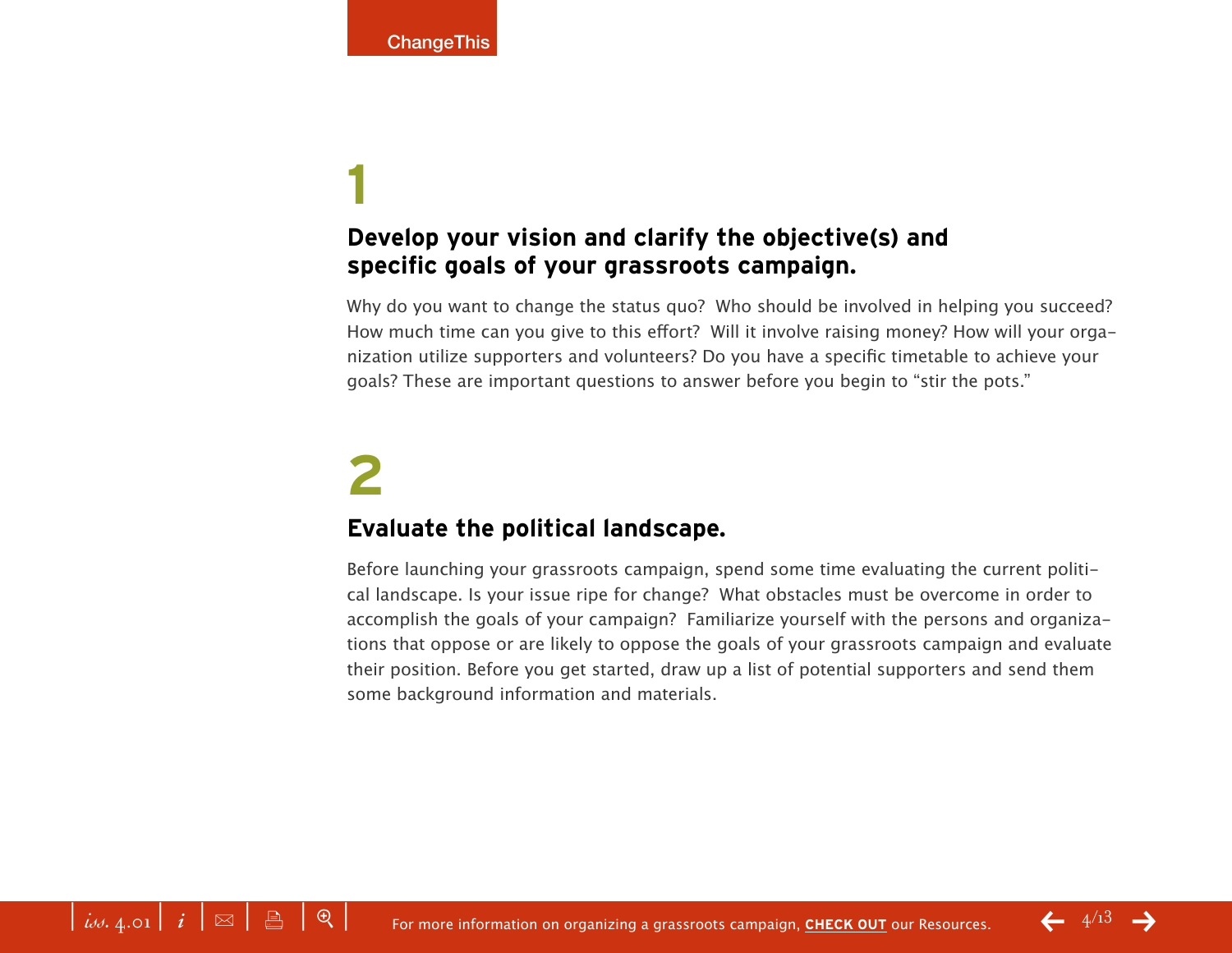## 1

### Develop your vision and clarify the objective(s) and specific goals of your grassroots campaign.

Why do you want to change the status quo? Who should be involved in helping you succeed? How much time can you give to this effort? Will it involve raising money? How will your organization utilize supporters and volunteers? Do you have a specific timetable to achieve your goals? These are important questions to answer before you begin to "stir the pots."

## 2

### Evaluate the political landscape.

Before launching your grassroots campaign, spend some time evaluating the current political landscape. Is your issue ripe for change? What obstacles must be overcome in order to accomplish the goals of your campaign? Familiarize yourself with the persons and organizations that oppose or are likely to oppose the goals of your grassroots campaign and evaluate their position. Before you get started, draw up a list of potential supporters and send them some background information and materials.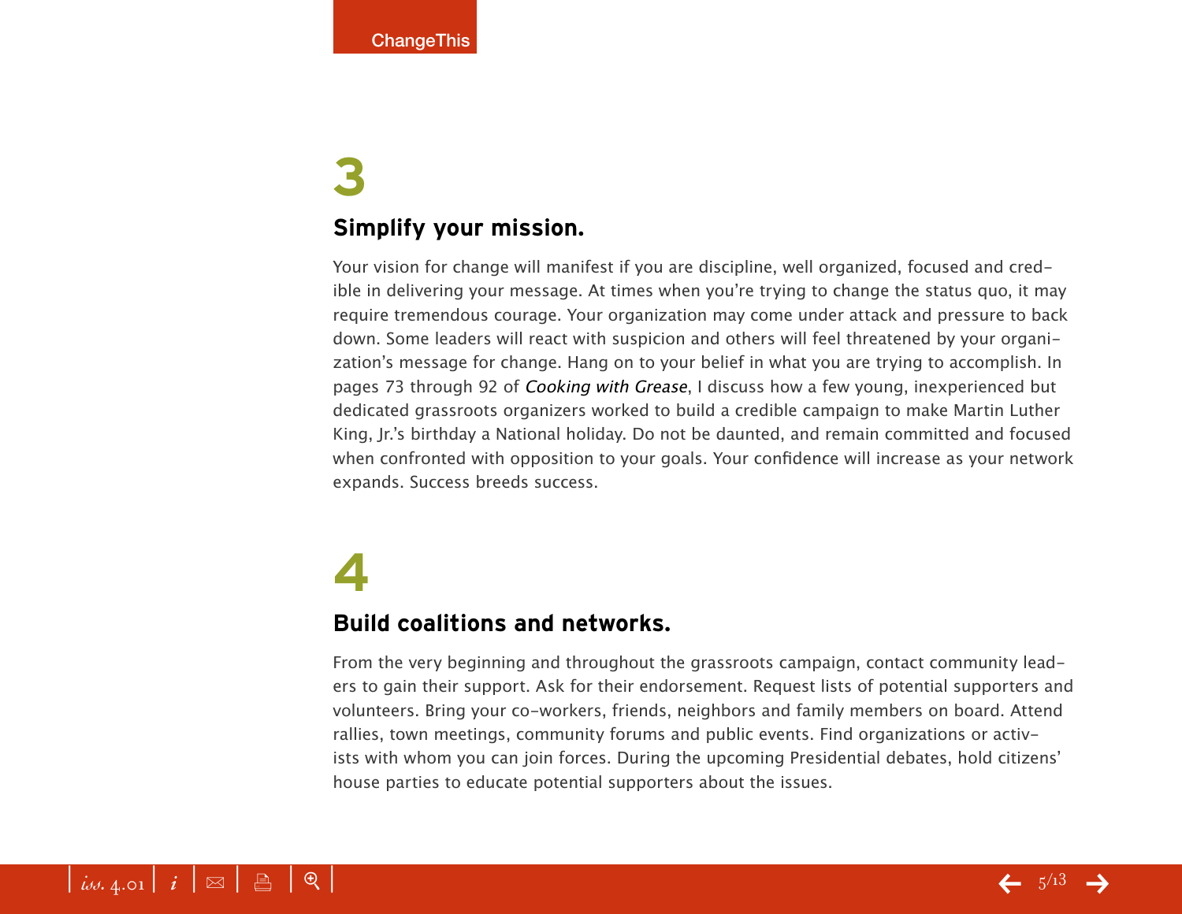# 3

## Simplify your mission.

Your vision for change will manifest if you are discipline, well organized, focused and credible in delivering your message. At times when you're trying to change the status quo, it may require tremendous courage. Your organization may come under attack and pressure to back down. Some leaders will react with suspicion and others will feel threatened by your organization's message for change. Hang on to your belief in what you are trying to accomplish. In pages 73 through 92 of *Cooking with Grease*, I discuss how a few young, inexperienced but dedicated grassroots organizers worked to build a credible campaign to make Martin Luther King, Jr.'s birthday a National holiday. Do not be daunted, and remain committed and focused when confronted with opposition to your goals. Your confidence will increase as your network expands. Success breeds success.

# 4

## Build coalitions and networks.

From the very beginning and throughout the grassroots campaign, contact community leaders to gain their support. Ask for their endorsement. Request lists of potential supporters and volunteers. Bring your co-workers, friends, neighbors and family members on board. Attend rallies, town meetings, community forums and public events. Find organizations or activists with whom you can join forces. During the upcoming Presidential debates, hold citizens' house parties to educate potential supporters about the issues.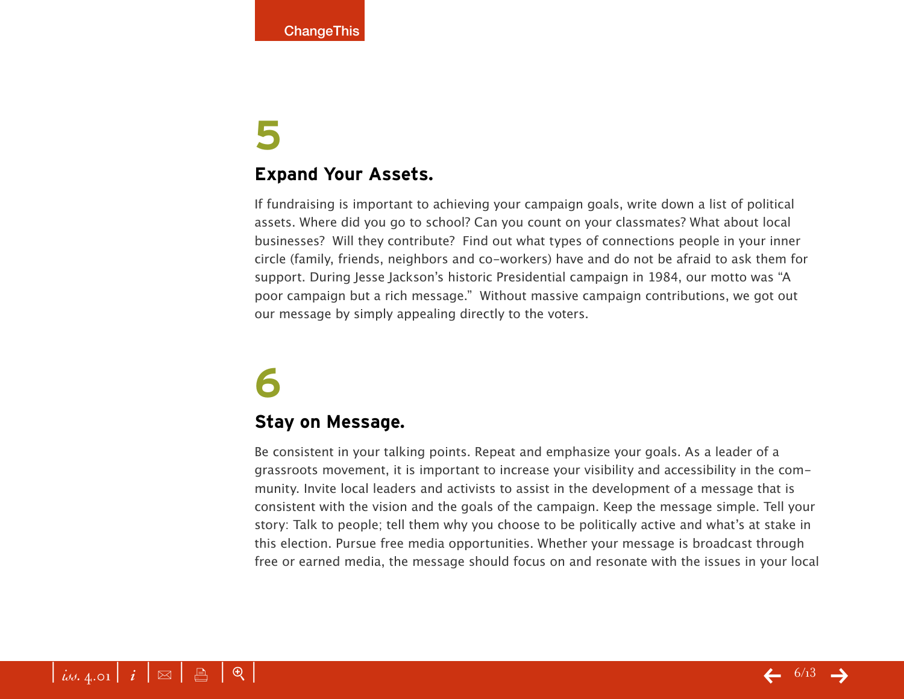## 5

### Expand Your Assets.

If fundraising is important to achieving your campaign goals, write down a list of political assets. Where did you go to school? Can you count on your classmates? What about local businesses? Will they contribute? Find out what types of connections people in your inner circle (family, friends, neighbors and co-workers) have and do not be afraid to ask them for support. During Jesse Jackson's historic Presidential campaign in 1984, our motto was "A poor campaign but a rich message." Without massive campaign contributions, we got out our message by simply appealing directly to the voters.

## 6

### Stay on Message.

Be consistent in your talking points. Repeat and emphasize your goals. As a leader of a grassroots movement, it is important to increase your visibility and accessibility in the community. Invite local leaders and activists to assist in the development of a message that is consistent with the vision and the goals of the campaign. Keep the message simple. Tell your story: Talk to people; tell them why you choose to be politically active and what's at stake in this election. Pursue free media opportunities. Whether your message is broadcast through free or earned media, the message should focus on and resonate with the issues in your local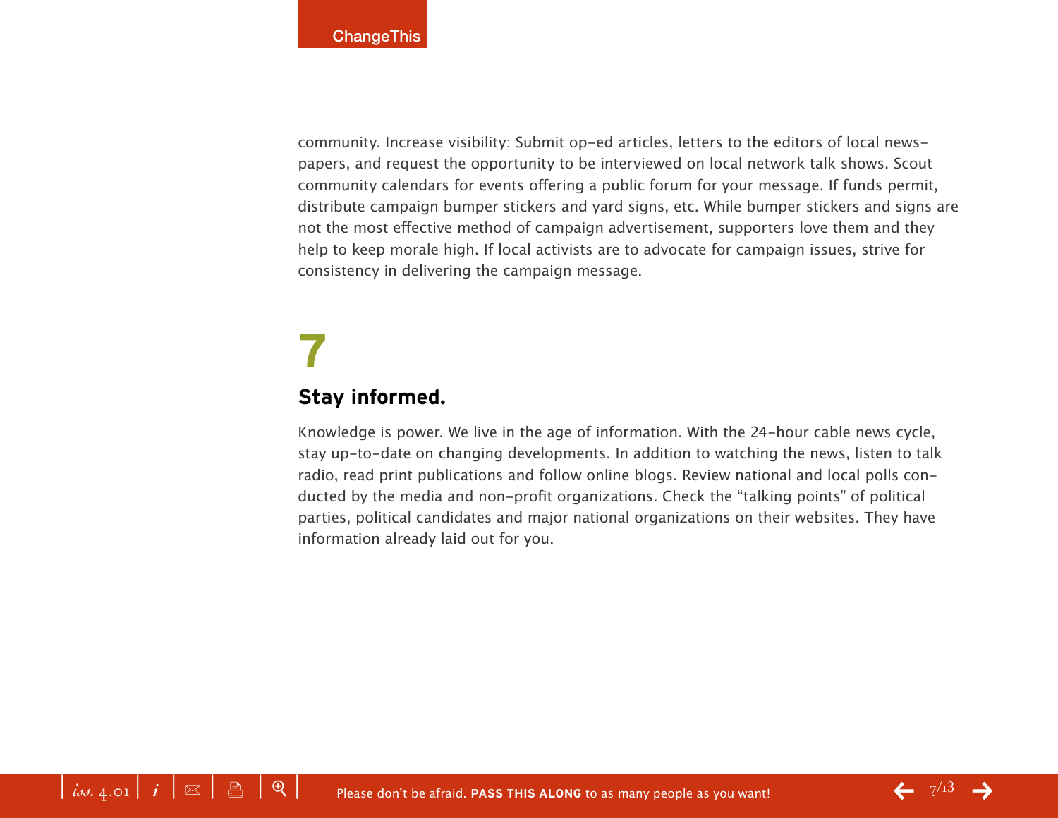community. Increase visibility: Submit op-ed articles, letters to the editors of local newspapers, and request the opportunity to be interviewed on local network talk shows. Scout community calendars for events offering a public forum for your message. If funds permit, distribute campaign bumper stickers and yard signs, etc. While bumper stickers and signs are not the most effective method of campaign advertisement, supporters love them and they help to keep morale high. If local activists are to advocate for campaign issues, strive for consistency in delivering the campaign message.

# 7

## Stay informed.

Knowledge is power. We live in the age of information. With the 24-hour cable news cycle, stay up-to-date on changing developments. In addition to watching the news, listen to talk radio, read print publications and follow online blogs. Review national and local polls conducted by the media and non-profit organizations. Check the "talking points" of political parties, political candidates and major national organizations on their websites. They have information already laid out for you.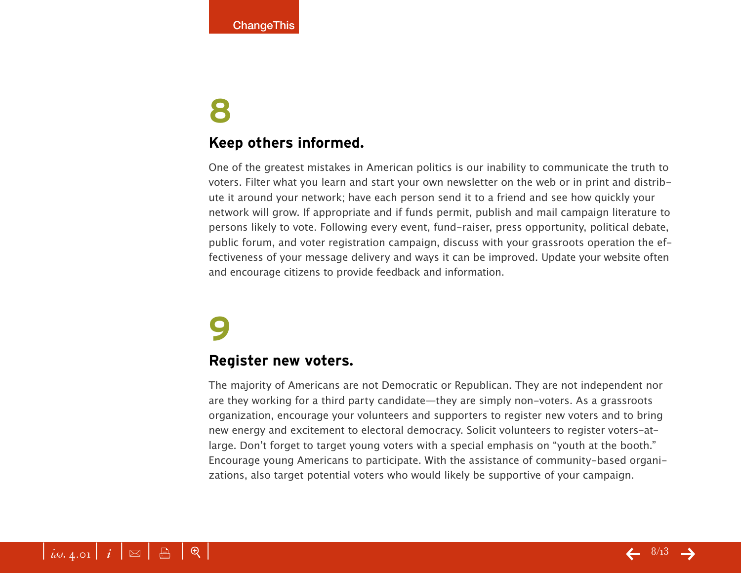## 8

### Keep others informed.

One of the greatest mistakes in American politics is our inability to communicate the truth to voters. Filter what you learn and start your own newsletter on the web or in print and distribute it around your network; have each person send it to a friend and see how quickly your network will grow. If appropriate and if funds permit, publish and mail campaign literature to persons likely to vote. Following every event, fund-raiser, press opportunity, political debate, public forum, and voter registration campaign, discuss with your grassroots operation the effectiveness of your message delivery and ways it can be improved. Update your website often and encourage citizens to provide feedback and information.

## 9

### Register new voters.

The majority of Americans are not Democratic or Republican. They are not independent nor are they working for a third party candidate—they are simply non-voters. As a grassroots organization, encourage your volunteers and supporters to register new voters and to bring new energy and excitement to electoral democracy. Solicit volunteers to register voters-at-large. Don't forget to target young voters with a special emphasis on "youth at the booth." Encourage young Americans to participate. With the assistance of community-based organizations, also target potential voters who would likely be supportive of your campaign.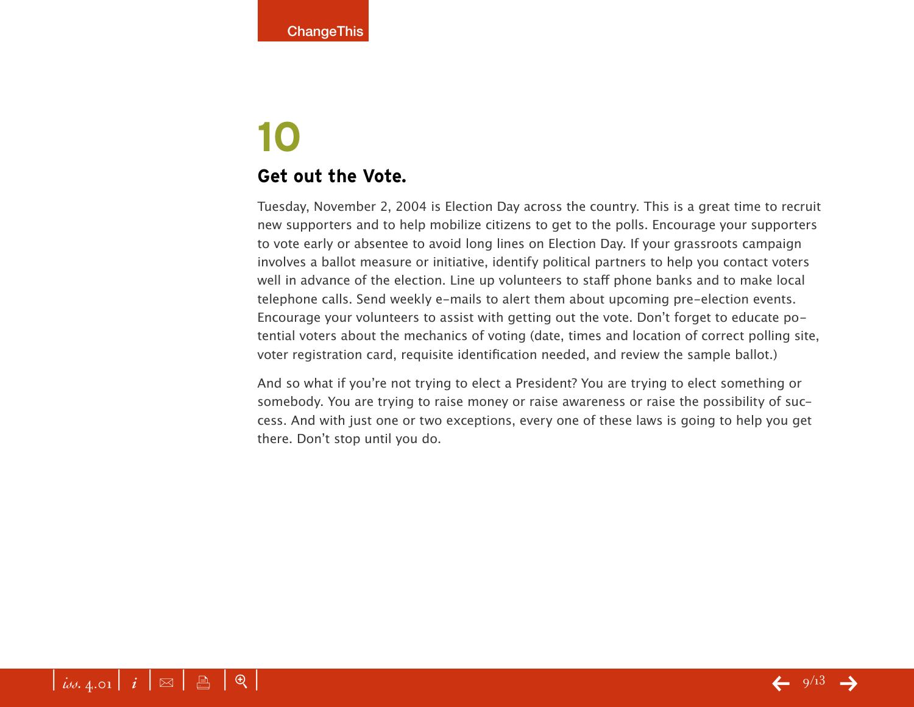## 10

### Get out the Vote.

Tuesday, November 2, 2004 is Election Day across the country. This is a great time to recruit new supporters and to help mobilize citizens to get to the polls. Encourage your supporters to vote early or absentee to avoid long lines on Election Day. If your grassroots campaign involves a ballot measure or initiative, identify political partners to help you contact voters well in advance of the election. Line up volunteers to staff phone banks and to make local telephone calls. Send weekly e-mails to alert them about upcoming pre-election events. Encourage your volunteers to assist with getting out the vote. Don't forget to educate potential voters about the mechanics of voting (date, times and location of correct polling site, voter registration card, requisite identification needed, and review the sample ballot.)

And so what if you're not trying to elect a President? You are trying to elect something or somebody. You are trying to raise money or raise awareness or raise the possibility of success. And with just one or two exceptions, every one of these laws is going to help you get there. Don't stop until you do.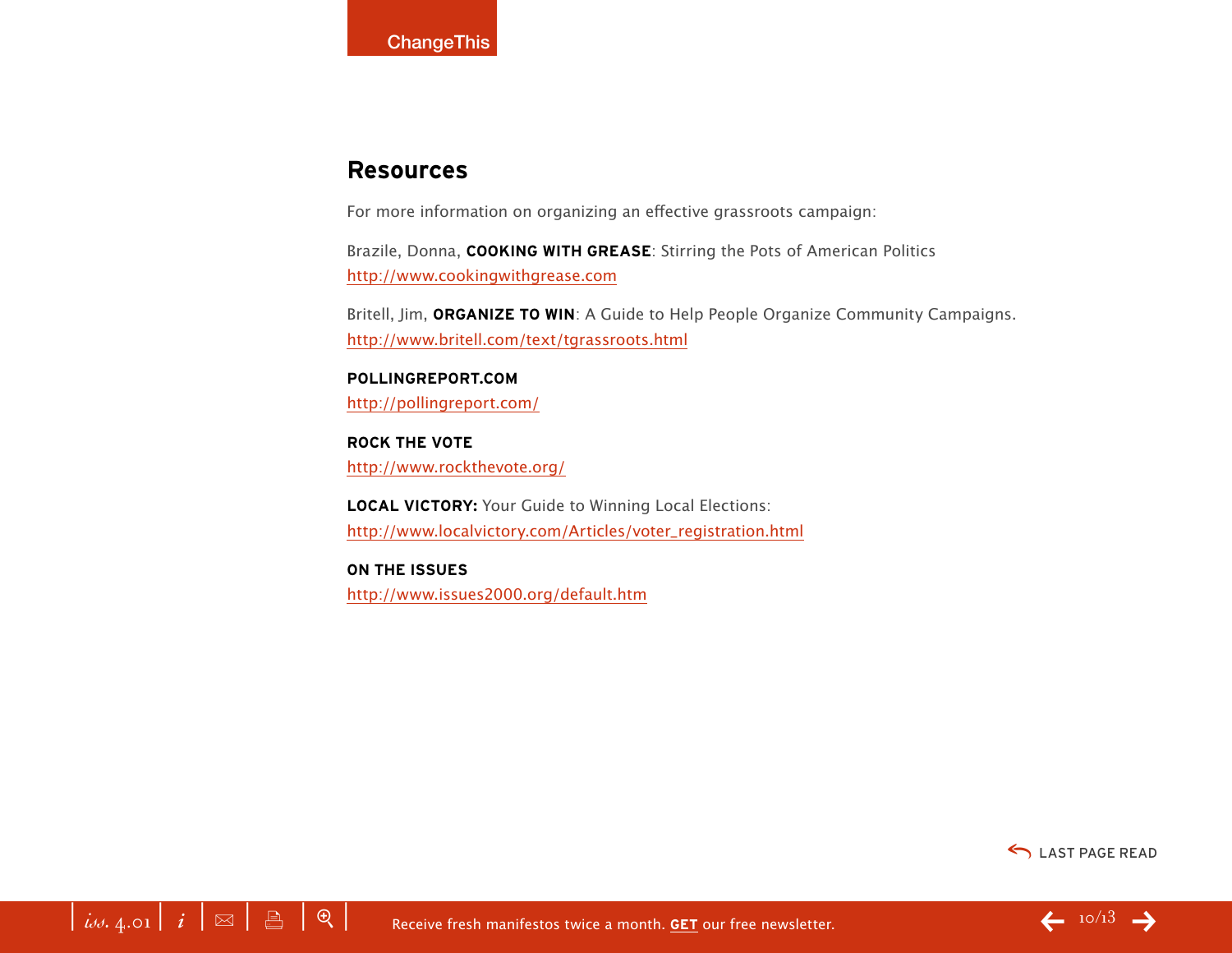## Resources

For more information on organizing an effective grassroots campaign:

Brazile, Donna, **COOKING WITH GREASE**: Stirring the Pots of American Politics
http://www.cookingwithgrease.com

Britell, Jim, **ORGANIZE TO WIN**: A Guide to Help People Organize Community Campaigns.
http://www.britell.com/text/tgrassroots.html

**POLLINGREPORT.COM**
http://pollingreport.com/

**ROCK THE VOTE**
http://www.rockthevote.org/

**LOCAL VICTORY:** Your Guide to Winning Local Elections:
http://www.localvictory.com/Articles/voter_registration.html

**ON THE ISSUES**
http://www.issues2000.org/default.htm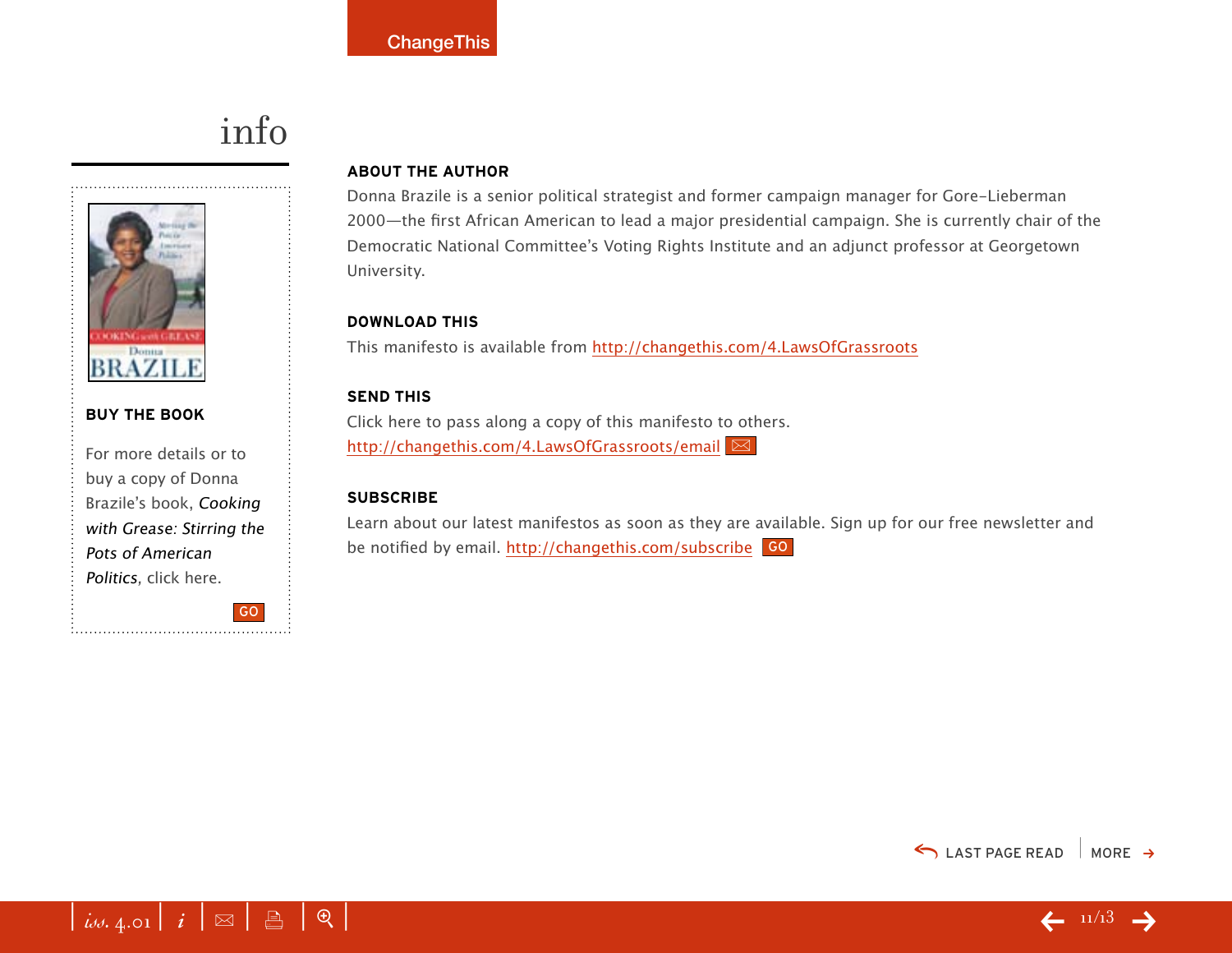# info

### BUY THE BOOK

For more details or to buy a copy of Donna Brazile's book, *Cooking with Grease: Stirring the Pots of American Politics*, click here.

GO

### ABOUT THE AUTHOR

Donna Brazile is a senior political strategist and former campaign manager for Gore-Lieberman 2000—the first African American to lead a major presidential campaign. She is currently chair of the Democratic National Committee's Voting Rights Institute and an adjunct professor at Georgetown University.

### DOWNLOAD THIS

This manifesto is available from http://changethis.com/4.LawsOfGrassroots

### SEND THIS

Click here to pass along a copy of this manifesto to others.
http://changethis.com/4.LawsOfGrassroots/email

### SUBSCRIBE

Learn about our latest manifestos as soon as they are available. Sign up for our free newsletter and be notified by email. http://changethis.com/subscribe GO

LAST PAGE READ | MORE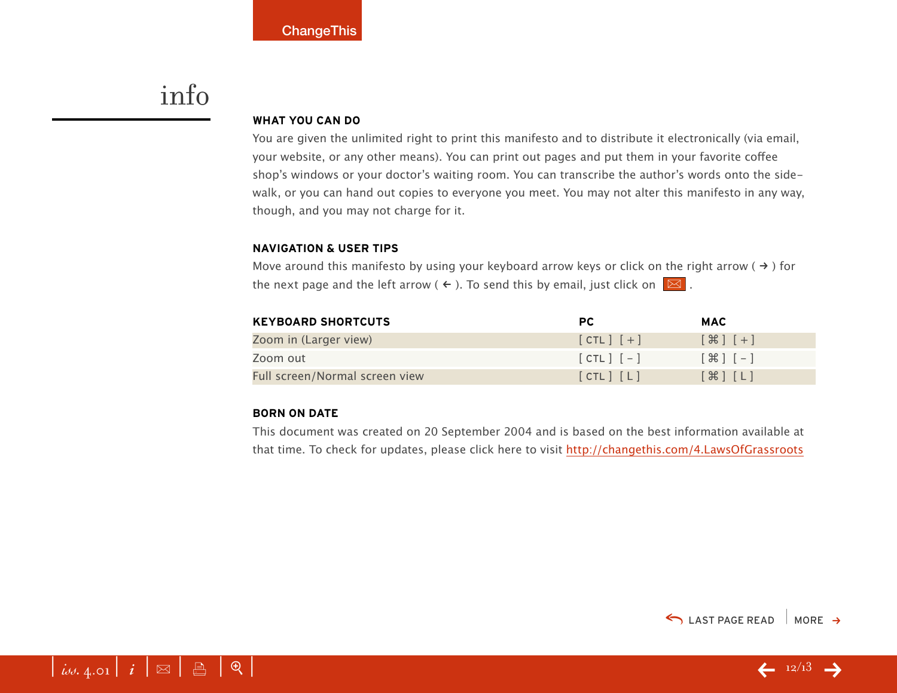# info

## WHAT YOU CAN DO

You are given the unlimited right to print this manifesto and to distribute it electronically (via email, your website, or any other means). You can print out pages and put them in your favorite coffee shop's windows or your doctor's waiting room. You can transcribe the author's words onto the side-walk, or you can hand out copies to everyone you meet. You may not alter this manifesto in any way, though, and you may not charge for it.

## NAVIGATION & USER TIPS

Move around this manifesto by using your keyboard arrow keys or click on the right arrow ( → ) for the next page and the left arrow ( ← ). To send this by email, just click on ✉ .

| KEYBOARD SHORTCUTS | PC | MAC |
|---|---|---|
| Zoom in (Larger view) | [ CTL ] [ + ] | [ ⌘ ] [ + ] |
| Zoom out | [ CTL ] [ - ] | [ ⌘ ] [ - ] |
| Full screen/Normal screen view | [ CTL ] [ L ] | [ ⌘ ] [ L ] |

## BORN ON DATE

This document was created on 20 September 2004 and is based on the best information available at that time. To check for updates, please click here to visit http://changethis.com/4.LawsOfGrassroots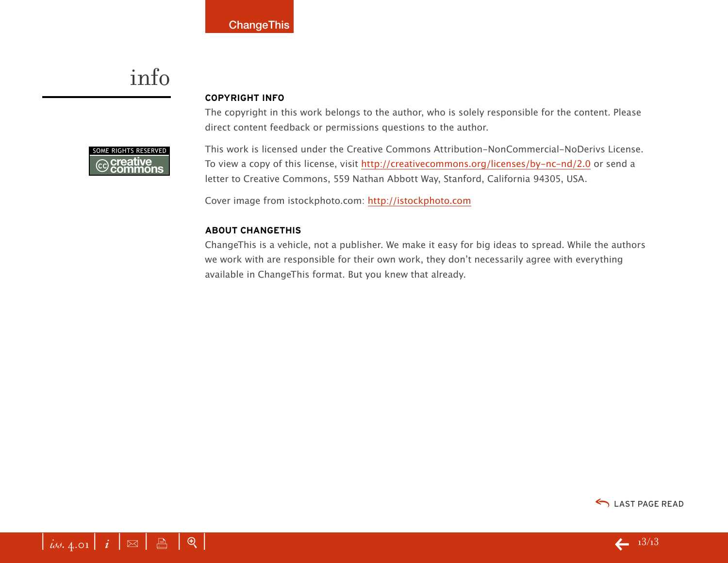# info

SOME RIGHTS RESERVED creative commons

## COPYRIGHT INFO

The copyright in this work belongs to the author, who is solely responsible for the content. Please direct content feedback or permissions questions to the author.

This work is licensed under the Creative Commons Attribution-NonCommercial-NoDerivs License. To view a copy of this license, visit http://creativecommons.org/licenses/by-nc-nd/2.0 or send a letter to Creative Commons, 559 Nathan Abbott Way, Stanford, California 94305, USA.

Cover image from istockphoto.com: http://istockphoto.com

## ABOUT CHANGETHIS

ChangeThis is a vehicle, not a publisher. We make it easy for big ideas to spread. While the authors we work with are responsible for their own work, they don't necessarily agree with everything available in ChangeThis format. But you knew that already.